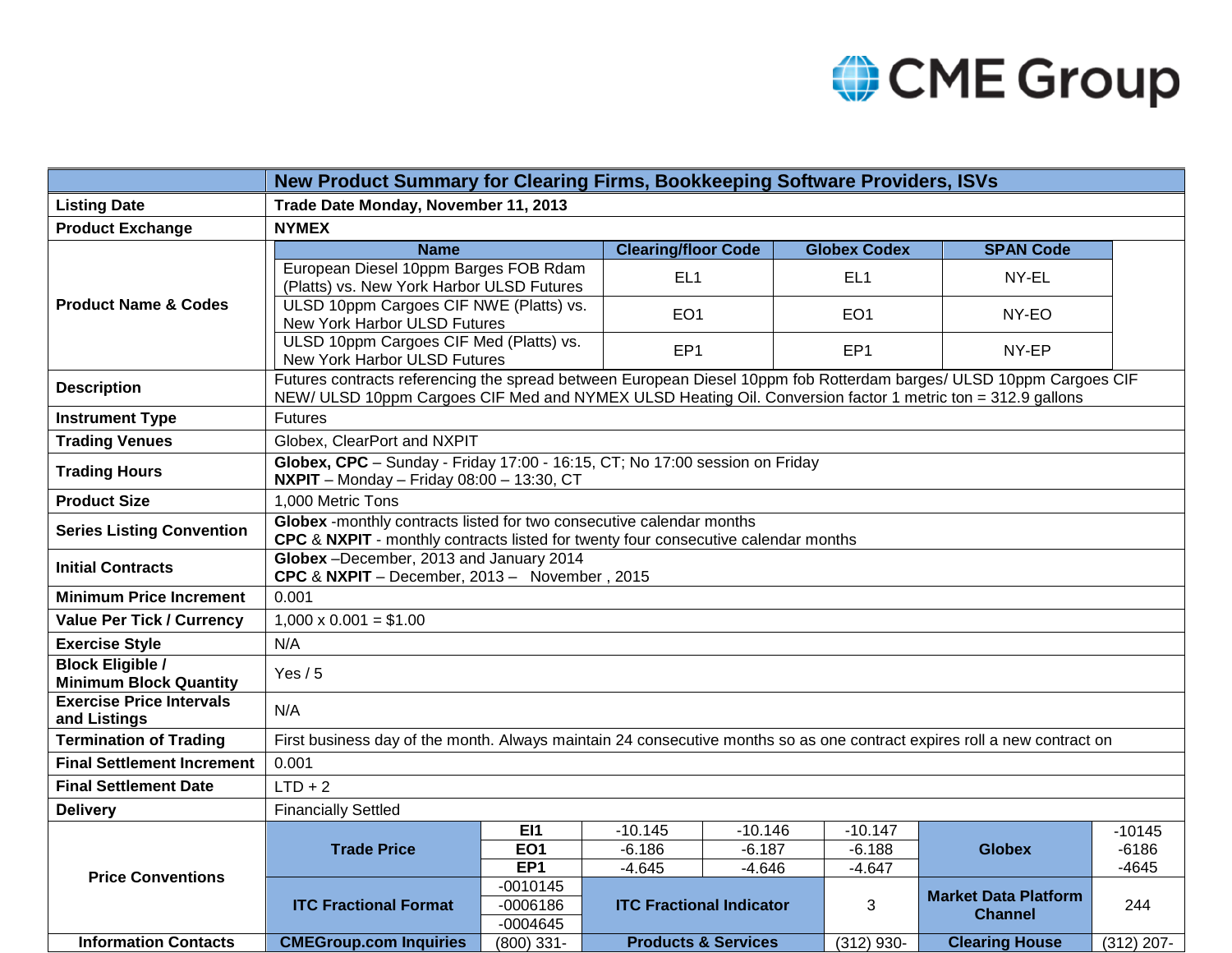| | New Product Summary for Clearing Firms, Bookkeeping Software Providers, ISVs |
|---|---|
| **Listing Date** | **Trade Date Monday, November 11, 2013** |
| **Product Exchange** | **NYMEX** |
| **Product Name & Codes** | see table below |
| **Description** | Futures contracts referencing the spread between European Diesel 10ppm fob Rotterdam barges/ ULSD 10ppm Cargoes CIF NEW/ ULSD 10ppm Cargoes CIF Med and NYMEX ULSD Heating Oil. Conversion factor 1 metric ton = 312.9 gallons |
| **Instrument Type** | Futures |
| **Trading Venues** | Globex, ClearPort and NXPIT |
| **Trading Hours** | **Globex, CPC** – Sunday - Friday 17:00 - 16:15, CT; No 17:00 session on Friday<br>**NXPIT** – Monday – Friday 08:00 – 13:30, CT |
| **Product Size** | 1,000 Metric Tons |
| **Series Listing Convention** | **Globex** -monthly contracts listed for two consecutive calendar months<br>**CPC** & **NXPIT** - monthly contracts listed for twenty four consecutive calendar months |
| **Initial Contracts** | **Globex** –December, 2013 and January 2014<br>**CPC** & **NXPIT** – December, 2013 – November , 2015 |
| **Minimum Price Increment** | 0.001 |
| **Value Per Tick / Currency** | 1,000 x 0.001 = $1.00 |
| **Exercise Style** | N/A |
| **Block Eligible / Minimum Block Quantity** | Yes / 5 |
| **Exercise Price Intervals and Listings** | N/A |
| **Termination of Trading** | First business day of the month. Always maintain 24 consecutive months so as one contract expires roll a new contract on |
| **Final Settlement Increment** | 0.001 |
| **Final Settlement Date** | LTD + 2 |
| **Delivery** | Financially Settled |

**Product Name & Codes**

| Name | Clearing/floor Code | Globex Codex | SPAN Code |
|---|---|---|---|
| European Diesel 10ppm Barges FOB Rdam (Platts) vs. New York Harbor ULSD Futures | EL1 | EL1 | NY-EL |
| ULSD 10ppm Cargoes CIF NWE (Platts) vs. New York Harbor ULSD Futures | EO1 | EO1 | NY-EO |
| ULSD 10ppm Cargoes CIF Med (Platts) vs. New York Harbor ULSD Futures | EP1 | EP1 | NY-EP |

**Price Conventions**

| Trade Price | | | | | Globex | |
|---|---|---|---|---|---|---|
| | **EI1** | -10.145 | -10.146 | -10.147 | | -10145 |
| | **EO1** | -6.186 | -6.187 | -6.188 | | -6186 |
| | **EP1** | -4.645 | -4.646 | -4.647 | | -4645 |
| **ITC Fractional Format** | -0010145<br>-0006186<br>-0004645 | **ITC Fractional Indicator** | | 3 | **Market Data Platform Channel** | 244 |

| Information Contacts | | | | | | |
|---|---|---|---|---|---|---|
| | **CMEGroup.com Inquiries** | (800) 331- | **Products & Services** | (312) 930- | **Clearing House** | (312) 207- |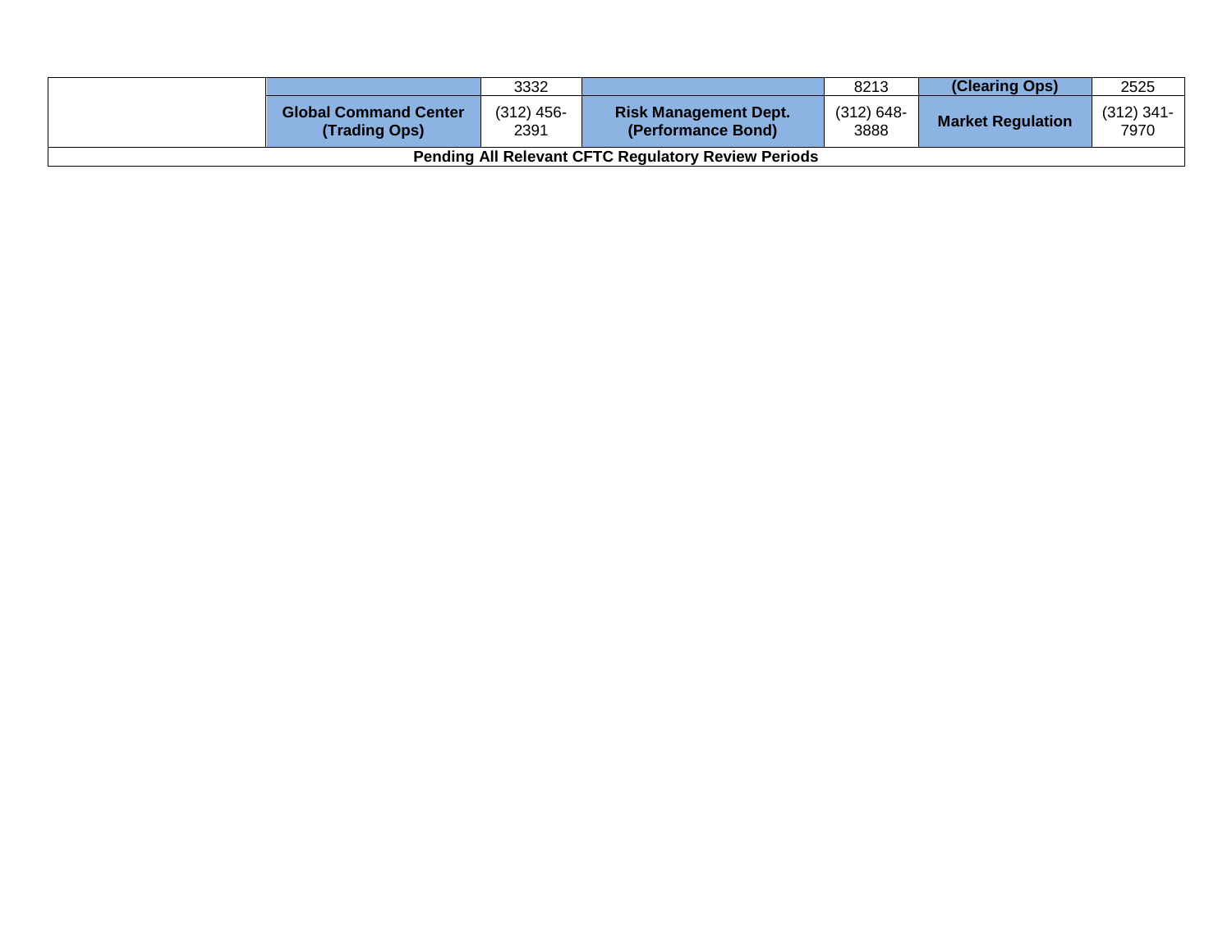| | | | | | | |
|---|---|---|---|---|---|---|
| | | 3332 | | 8213 | **(Clearing Ops)** | 2525 |
| | **Global Command Center (Trading Ops)** | (312) 456-2391 | **Risk Management Dept. (Performance Bond)** | (312) 648-3888 | **Market Regulation** | (312) 341-7970 |
| **Pending All Relevant CFTC Regulatory Review Periods** | | | | | | |